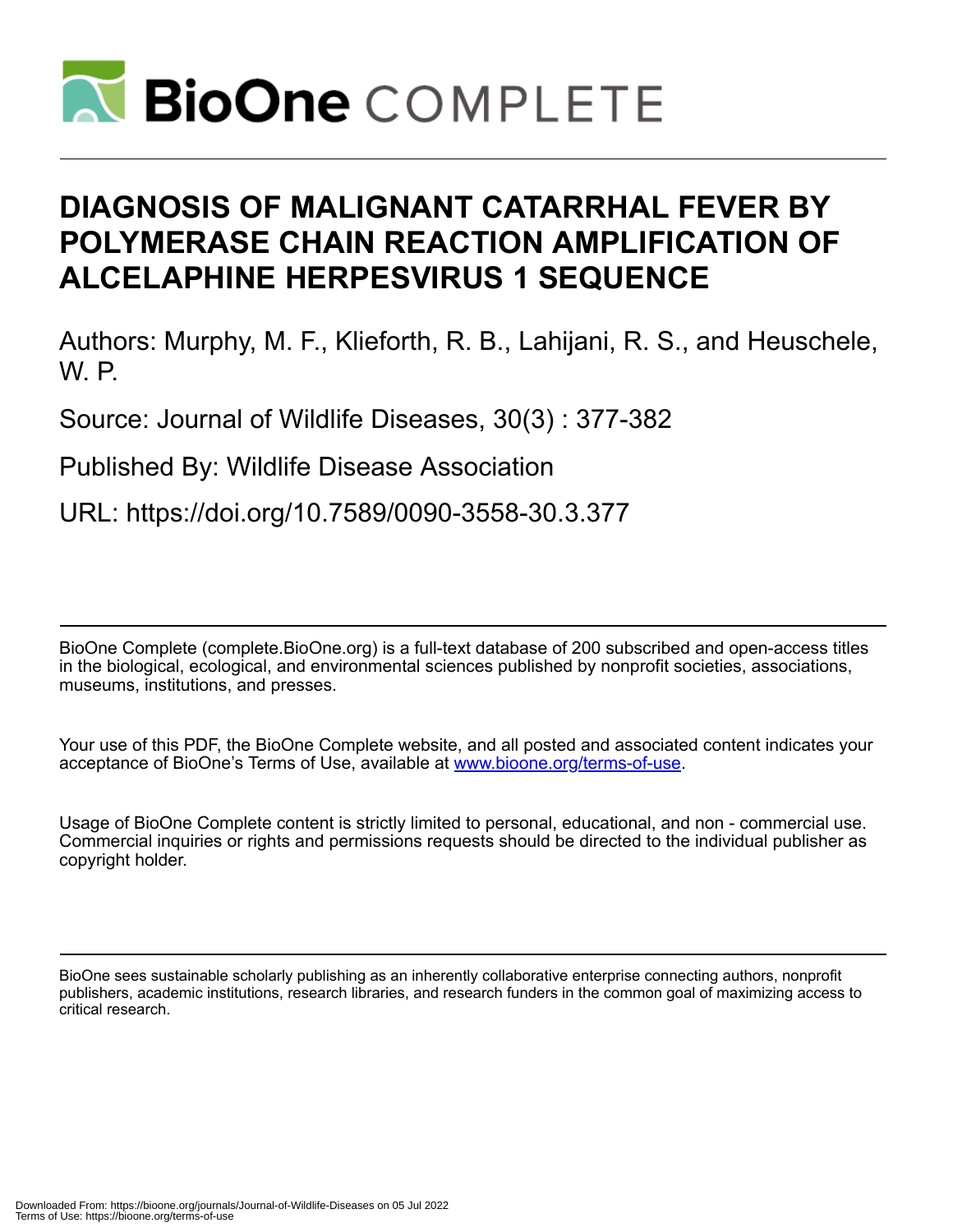# DIAGNOSIS OF MALIGNANT CATARRHAL FEVER BY POLYMERASE CHAIN REACTION AMPLIFICATION OF ALCELAPHINE HERPESVIRUS 1 SEQUENCE

Authors: Murphy, M. F., Klieforth, R. B., Lahijani, R. S., and Heuschele, W. P.

Source: Journal of Wildlife Diseases, 30(3) : 377-382

Published By: Wildlife Disease Association

URL: https://doi.org/10.7589/0090-3558-30.3.377

---

BioOne Complete (complete.BioOne.org) is a full-text database of 200 subscribed and open-access titles in the biological, ecological, and environmental sciences published by nonprofit societies, associations, museums, institutions, and presses.

Your use of this PDF, the BioOne Complete website, and all posted and associated content indicates your acceptance of BioOne's Terms of Use, available at www.bioone.org/terms-of-use.

Usage of BioOne Complete content is strictly limited to personal, educational, and non - commercial use. Commercial inquiries or rights and permissions requests should be directed to the individual publisher as copyright holder.

---

BioOne sees sustainable scholarly publishing as an inherently collaborative enterprise connecting authors, nonprofit publishers, academic institutions, research libraries, and research funders in the common goal of maximizing access to critical research.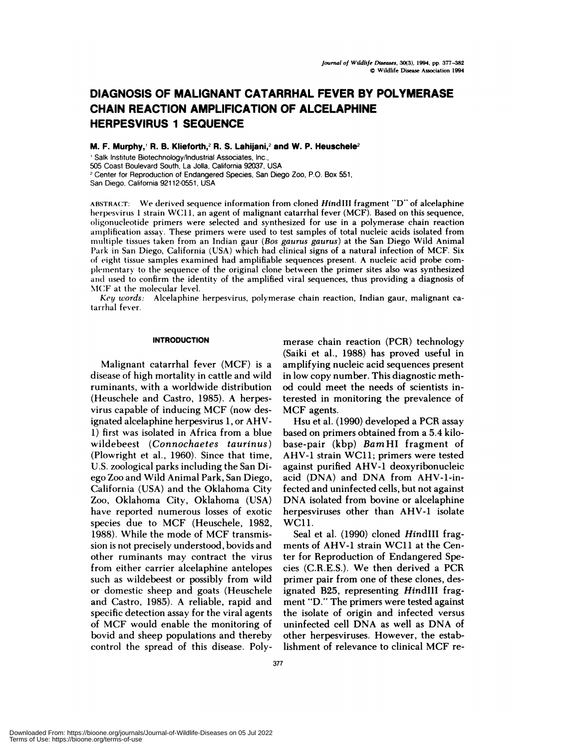# DIAGNOSIS OF MALIGNANT CATARRHAL FEVER BY POLYMERASE CHAIN REACTION AMPLIFICATION OF ALCELAPHINE HERPESVIRUS 1 SEQUENCE

**M. F. Murphy,[1] R. B. Klieforth,[2] R. S. Lahijani,[2] and W. P. Heuschele[2]**

[1] Salk Institute Biotechnology/Industrial Associates, Inc., 505 Coast Boulevard South, La Jolla, California 92037, USA

[2] Center for Reproduction of Endangered Species, San Diego Zoo, P.O. Box 551, San Diego, California 92112-0551, USA

ABSTRACT: We derived sequence information from cloned *Hin*dIII fragment "D" of alcelaphine herpesvirus 1 strain WC11, an agent of malignant catarrhal fever (MCF). Based on this sequence, oligonucleotide primers were selected and synthesized for use in a polymerase chain reaction amplification assay. These primers were used to test samples of total nucleic acids isolated from multiple tissues taken from an Indian gaur (*Bos gaurus gaurus*) at the San Diego Wild Animal Park in San Diego, California (USA) which had clinical signs of a natural infection of MCF. Six of eight tissue samples examined had amplifiable sequences present. A nucleic acid probe complementary to the sequence of the original clone between the primer sites also was synthesized and used to confirm the identity of the amplified viral sequences, thus providing a diagnosis of MCF at the molecular level.

*Key words:* Alcelaphine herpesvirus, polymerase chain reaction, Indian gaur, malignant catarrhal fever.

## INTRODUCTION

Malignant catarrhal fever (MCF) is a disease of high mortality in cattle and wild ruminants, with a worldwide distribution (Heuschele and Castro, 1985). A herpesvirus capable of inducing MCF (now designated alcelaphine herpesvirus 1, or AHV-1) first was isolated in Africa from a blue wildebeest (*Connochaetes taurinus*) (Plowright et al., 1960). Since that time, U.S. zoological parks including the San Diego Zoo and Wild Animal Park, San Diego, California (USA) and the Oklahoma City Zoo, Oklahoma City, Oklahoma (USA) have reported numerous losses of exotic species due to MCF (Heuschele, 1982, 1988). While the mode of MCF transmission is not precisely understood, bovids and other ruminants may contract the virus from either carrier alcelaphine antelopes such as wildebeest or possibly from wild or domestic sheep and goats (Heuschele and Castro, 1985). A reliable, rapid and specific detection assay for the viral agents of MCF would enable the monitoring of bovid and sheep populations and thereby control the spread of this disease. Polymerase chain reaction (PCR) technology (Saiki et al., 1988) has proved useful in amplifying nucleic acid sequences present in low copy number. This diagnostic method could meet the needs of scientists interested in monitoring the prevalence of MCF agents.

Hsu et al. (1990) developed a PCR assay based on primers obtained from a 5.4 kilobase-pair (kbp) *Bam*HI fragment of AHV-1 strain WC11; primers were tested against purified AHV-1 deoxyribonucleic acid (DNA) and DNA from AHV-1-infected and uninfected cells, but not against DNA isolated from bovine or alcelaphine herpesviruses other than AHV-1 isolate WC11.

Seal et al. (1990) cloned *Hin*dIII fragments of AHV-1 strain WC11 at the Center for Reproduction of Endangered Species (C.R.E.S.). We then derived a PCR primer pair from one of these clones, designated B25, representing *Hin*dIII fragment "D." The primers were tested against the isolate of origin and infected versus uninfected cell DNA as well as DNA of other herpesviruses. However, the establishment of relevance to clinical MCF re-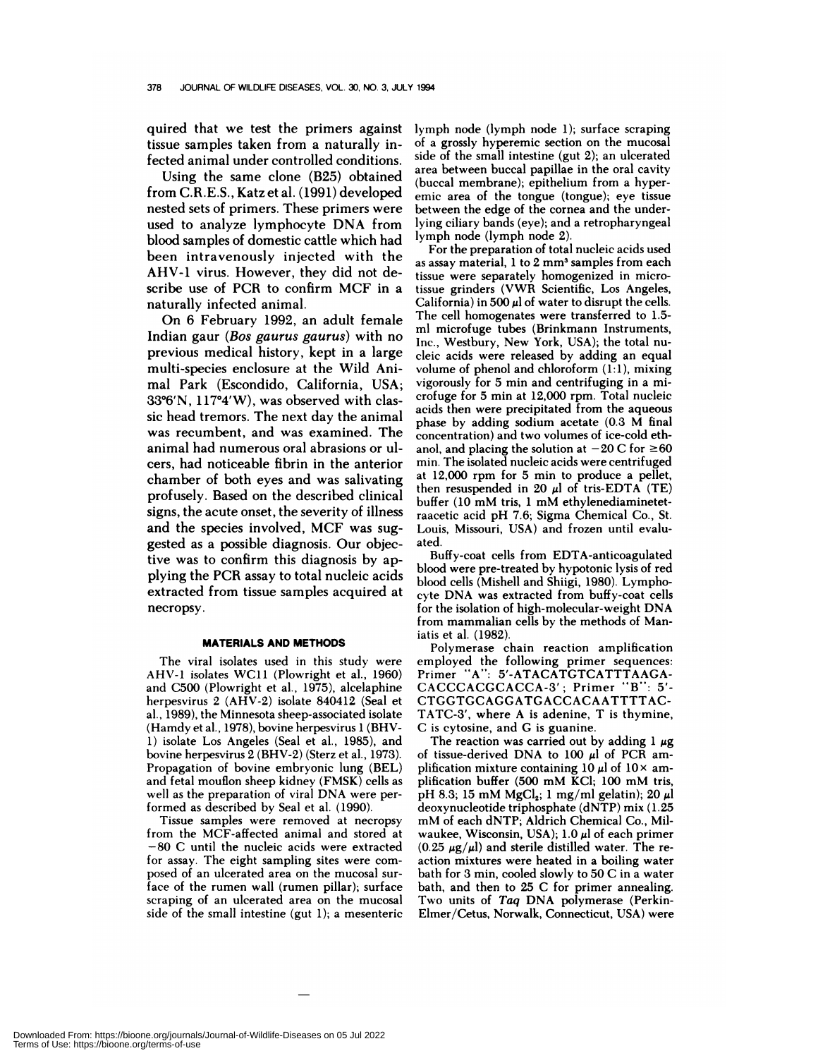quired that we test the primers against tissue samples taken from a naturally infected animal under controlled conditions.

Using the same clone (B25) obtained from C.R.E.S., Katz et al. (1991) developed nested sets of primers. These primers were used to analyze lymphocyte DNA from blood samples of domestic cattle which had been intravenously injected with the AHV-1 virus. However, they did not describe use of PCR to confirm MCF in a naturally infected animal.

On 6 February 1992, an adult female Indian gaur (*Bos gaurus gaurus*) with no previous medical history, kept in a large multi-species enclosure at the Wild Animal Park (Escondido, California, USA; 33°6'N, 117°4'W), was observed with classic head tremors. The next day the animal was recumbent, and was examined. The animal had numerous oral abrasions or ulcers, had noticeable fibrin in the anterior chamber of both eyes and was salivating profusely. Based on the described clinical signs, the acute onset, the severity of illness and the species involved, MCF was suggested as a possible diagnosis. Our objective was to confirm this diagnosis by applying the PCR assay to total nucleic acids extracted from tissue samples acquired at necropsy.

## MATERIALS AND METHODS

The viral isolates used in this study were AHV-1 isolates WC11 (Plowright et al., 1960) and C500 (Plowright et al., 1975), alcelaphine herpesvirus 2 (AHV-2) isolate 840412 (Seal et al., 1989), the Minnesota sheep-associated isolate (Hamdy et al., 1978), bovine herpesvirus 1 (BHV-1) isolate Los Angeles (Seal et al., 1985), and bovine herpesvirus 2 (BHV-2) (Sterz et al., 1973). Propagation of bovine embryonic lung (BEL) and fetal mouflon sheep kidney (FMSK) cells as well as the preparation of viral DNA were performed as described by Seal et al. (1990).

Tissue samples were removed at necropsy from the MCF-affected animal and stored at −80 C until the nucleic acids were extracted for assay. The eight sampling sites were composed of an ulcerated area on the mucosal surface of the rumen wall (rumen pillar); surface scraping of an ulcerated area on the mucosal side of the small intestine (gut 1); a mesenteric lymph node (lymph node 1); surface scraping of a grossly hyperemic section on the mucosal side of the small intestine (gut 2); an ulcerated area between buccal papillae in the oral cavity (buccal membrane); epithelium from a hyperemic area of the tongue (tongue); eye tissue between the edge of the cornea and the underlying ciliary bands (eye); and a retropharyngeal lymph node (lymph node 2).

For the preparation of total nucleic acids used as assay material, 1 to 2 $mm^3$ samples from each tissue were separately homogenized in microtissue grinders (VWR Scientific, Los Angeles, California) in 500 $\mu$l of water to disrupt the cells. The cell homogenates were transferred to 1.5-ml microfuge tubes (Brinkmann Instruments, Inc., Westbury, New York, USA); the total nucleic acids were released by adding an equal volume of phenol and chloroform (1:1), mixing vigorously for 5 min and centrifuging in a microfuge for 5 min at 12,000 rpm. Total nucleic acids then were precipitated from the aqueous phase by adding sodium acetate (0.3 M final concentration) and two volumes of ice-cold ethanol, and placing the solution at −20 C for ≥60 min. The isolated nucleic acids were centrifuged at 12,000 rpm for 5 min to produce a pellet, then resuspended in 20 $\mu$l of tris-EDTA (TE) buffer (10 mM tris, 1 mM ethylenediaminetetraacetic acid pH 7.6; Sigma Chemical Co., St. Louis, Missouri, USA) and frozen until evaluated.

Buffy-coat cells from EDTA-anticoagulated blood were pre-treated by hypotonic lysis of red blood cells (Mishell and Shiigi, 1980). Lymphocyte DNA was extracted from buffy-coat cells for the isolation of high-molecular-weight DNA from mammalian cells by the methods of Maniatis et al. (1982).

Polymerase chain reaction amplification employed the following primer sequences: Primer "A": 5'-ATACATGTCATTTAAGACACCCACGCACCA-3'; Primer "B": 5'-CTGGTGCAGGATGACCACAATTTTACTATC-3', where A is adenine, T is thymine, C is cytosine, and G is guanine.

The reaction was carried out by adding 1 $\mu$g of tissue-derived DNA to 100 $\mu$l of PCR amplification mixture containing 10 $\mu$l of 10× amplification buffer (500 mM KCl; 100 mM tris, pH 8.3; 15 mM $MgCl_2$; 1 mg/ml gelatin); 20 $\mu$l deoxynucleotide triphosphate (dNTP) mix (1.25 mM of each dNTP; Aldrich Chemical Co., Milwaukee, Wisconsin, USA); 1.0 $\mu$l of each primer (0.25 $\mu$g/$\mu$l) and sterile distilled water. The reaction mixtures were heated in a boiling water bath for 3 min, cooled slowly to 50 C in a water bath, and then to 25 C for primer annealing. Two units of *Taq* DNA polymerase (Perkin-Elmer/Cetus, Norwalk, Connecticut, USA) were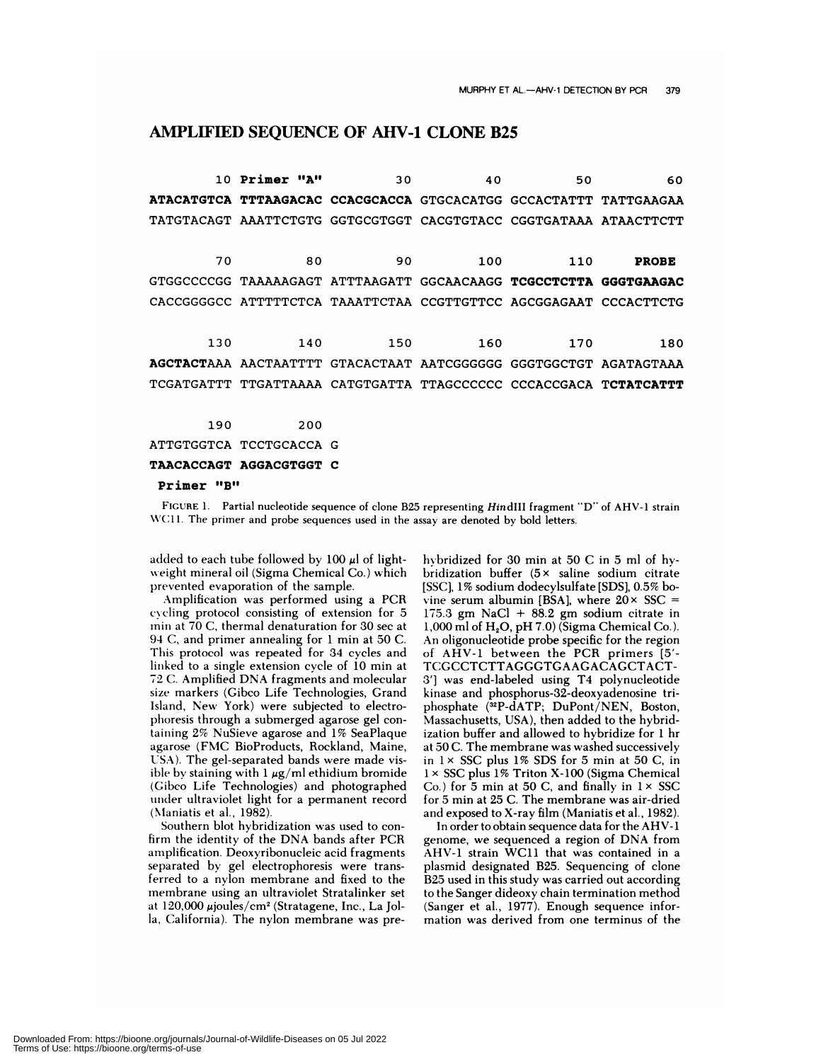## AMPLIFIED SEQUENCE OF AHV-1 CLONE B25

```
        10 Primer "A"      30         40         50         60
ATACATGTCA TTTAAGACAC CCACGCACCA GTGCACATGG GCCACTATTT TATTGAAGAA
TATGTACAGT AAATTCTGTG GGTGCGTGGT CACGTGTACC CGGTGATAAA ATAACTTCTT

        70         80         90        100        110      PROBE
GTGGCCCCGG TAAAAAGAGT ATTTAAGATT GGCAACAAGG TCGCCTCTTA GGGTGAAGAC
CACCGGGGCC ATTTTTCTCA TAAATTCTAA CCGTTGTTCC AGCGGAGAAT CCCACTTCTG

       130        140        150        160        170        180
AGCTACTAAA AACTAATTTT GTACACTAAT AATCGGGGGG GGGTGGCTGT AGATAGTAAA
TCGATGATTT TTGATTAAAA CATGTGATTA TTAGCCCCCC CCCACCGACA TCTATCATTT

       190        200
ATTGTGGTCA TCCTGCACCA G
TAACACCAGT AGGACGTGGT C
 Primer "B"
```

FIGURE 1. Partial nucleotide sequence of clone B25 representing *Hin*dIII fragment "D" of AHV-1 strain WC11. The primer and probe sequences used in the assay are denoted by bold letters.

added to each tube followed by 100 $\mu$l of lightweight mineral oil (Sigma Chemical Co.) which prevented evaporation of the sample.

Amplification was performed using a PCR cycling protocol consisting of extension for 5 min at 70 C, thermal denaturation for 30 sec at 94 C, and primer annealing for 1 min at 50 C. This protocol was repeated for 34 cycles and linked to a single extension cycle of 10 min at 72 C. Amplified DNA fragments and molecular size markers (Gibco Life Technologies, Grand Island, New York) were subjected to electrophoresis through a submerged agarose gel containing 2% NuSieve agarose and 1% SeaPlaque agarose (FMC BioProducts, Rockland, Maine, USA). The gel-separated bands were made visible by staining with 1 $\mu$g/ml ethidium bromide (Gibco Life Technologies) and photographed under ultraviolet light for a permanent record (Maniatis et al., 1982).

Southern blot hybridization was used to confirm the identity of the DNA bands after PCR amplification. Deoxyribonucleic acid fragments separated by gel electrophoresis were transferred to a nylon membrane and fixed to the membrane using an ultraviolet Stratalinker set at 120,000 $\mu$joules/cm$^2$ (Stratagene, Inc., La Jolla, California). The nylon membrane was prehybridized for 30 min at 50 C in 5 ml of hybridization buffer (5× saline sodium citrate [SSC], 1% sodium dodecylsulfate [SDS], 0.5% bovine serum albumin [BSA], where 20× SSC = 175.3 gm NaCl + 88.2 gm sodium citrate in 1,000 ml of $H_2O$, pH 7.0) (Sigma Chemical Co.). An oligonucleotide probe specific for the region of AHV-1 between the PCR primers [5'-TCGCCTCTTAGGGTGAAGACAGCTACT-3'] was end-labeled using T4 polynucleotide kinase and phosphorus-32-deoxyadenosine triphosphate ($^{32}$P-dATP; DuPont/NEN, Boston, Massachusetts, USA), then added to the hybridization buffer and allowed to hybridize for 1 hr at 50 C. The membrane was washed successively in 1× SSC plus 1% SDS for 5 min at 50 C, in 1× SSC plus 1% Triton X-100 (Sigma Chemical Co.) for 5 min at 50 C, and finally in 1× SSC for 5 min at 25 C. The membrane was air-dried and exposed to X-ray film (Maniatis et al., 1982).

In order to obtain sequence data for the AHV-1 genome, we sequenced a region of DNA from AHV-1 strain WC11 that was contained in a plasmid designated B25. Sequencing of clone B25 used in this study was carried out according to the Sanger dideoxy chain termination method (Sanger et al., 1977). Enough sequence information was derived from one terminus of the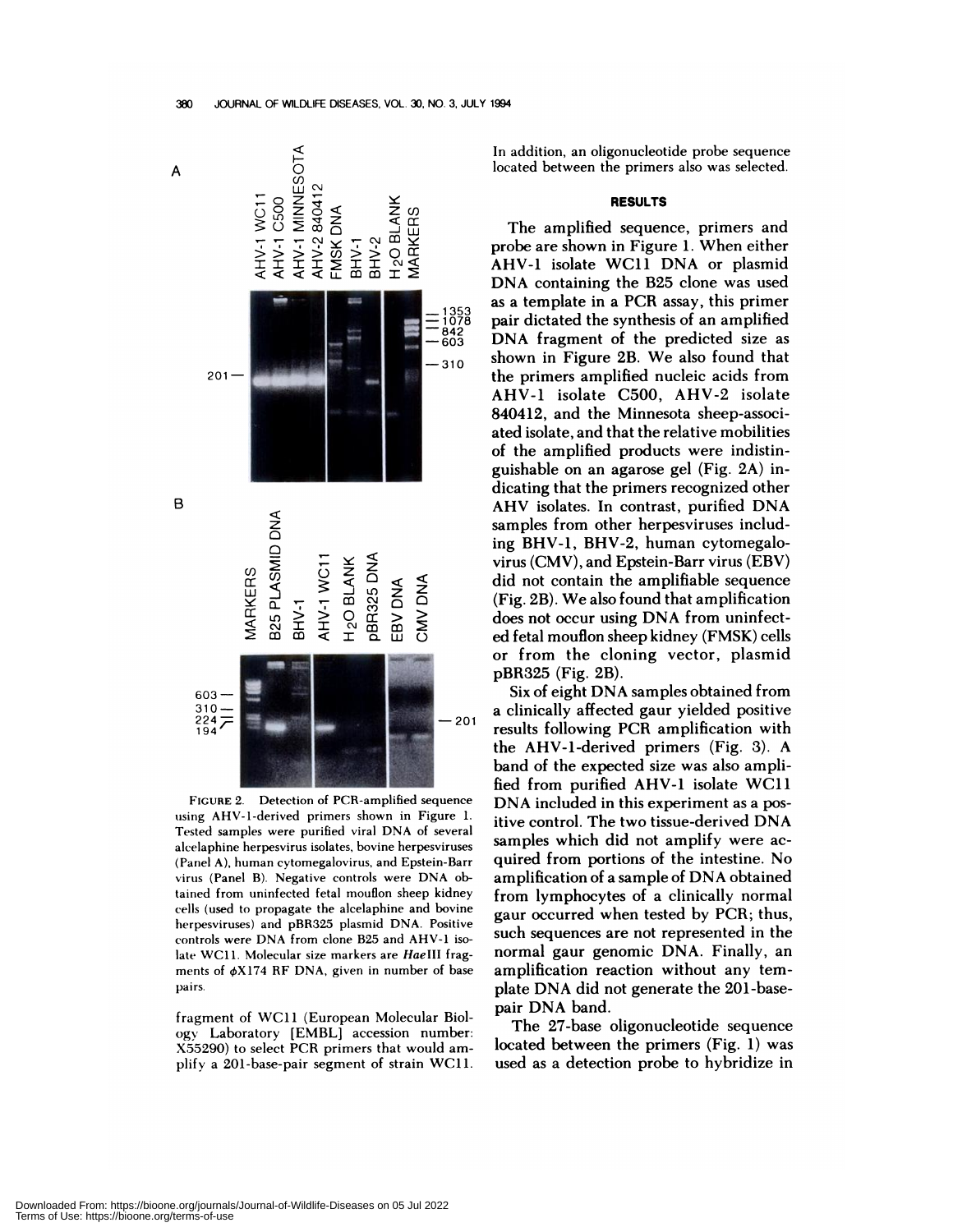FIGURE 2. Detection of PCR-amplified sequence using AHV-1-derived primers shown in Figure 1. Tested samples were purified viral DNA of several alcelaphine herpesvirus isolates, bovine herpesviruses (Panel A), human cytomegalovirus, and Epstein-Barr virus (Panel B). Negative controls were DNA obtained from uninfected fetal mouflon sheep kidney cells (used to propagate the alcelaphine and bovine herpesviruses) and pBR325 plasmid DNA. Positive controls were DNA from clone B25 and AHV-1 isolate WC11. Molecular size markers are *Hae*III fragments of $\phi$X174 RF DNA, given in number of base pairs.

fragment of WC11 (European Molecular Biology Laboratory [EMBL] accession number: X55290) to select PCR primers that would amplify a 201-base-pair segment of strain WC11. In addition, an oligonucleotide probe sequence located between the primers also was selected.

## RESULTS

The amplified sequence, primers and probe are shown in Figure 1. When either AHV-1 isolate WC11 DNA or plasmid DNA containing the B25 clone was used as a template in a PCR assay, this primer pair dictated the synthesis of an amplified DNA fragment of the predicted size as shown in Figure 2B. We also found that the primers amplified nucleic acids from AHV-1 isolate C500, AHV-2 isolate 840412, and the Minnesota sheep-associated isolate, and that the relative mobilities of the amplified products were indistinguishable on an agarose gel (Fig. 2A) indicating that the primers recognized other AHV isolates. In contrast, purified DNA samples from other herpesviruses including BHV-1, BHV-2, human cytomegalovirus (CMV), and Epstein-Barr virus (EBV) did not contain the amplifiable sequence (Fig. 2B). We also found that amplification does not occur using DNA from uninfected fetal mouflon sheep kidney (FMSK) cells or from the cloning vector, plasmid pBR325 (Fig. 2B).

Six of eight DNA samples obtained from a clinically affected gaur yielded positive results following PCR amplification with the AHV-1-derived primers (Fig. 3). A band of the expected size was also amplified from purified AHV-1 isolate WC11 DNA included in this experiment as a positive control. The two tissue-derived DNA samples which did not amplify were acquired from portions of the intestine. No amplification of a sample of DNA obtained from lymphocytes of a clinically normal gaur occurred when tested by PCR; thus, such sequences are not represented in the normal gaur genomic DNA. Finally, an amplification reaction without any template DNA did not generate the 201-base-pair DNA band.

The 27-base oligonucleotide sequence located between the primers (Fig. 1) was used as a detection probe to hybridize in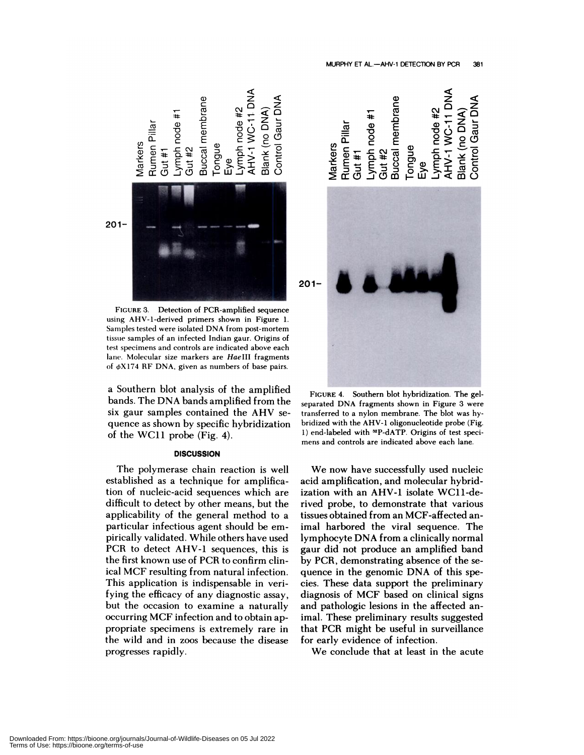FIGURE 3. Detection of PCR-amplified sequence using AHV-1-derived primers shown in Figure 1. Samples tested were isolated DNA from post-mortem tissue samples of an infected Indian gaur. Origins of test specimens and controls are indicated above each lane. Molecular size markers are *Hae*III fragments of $\phi$X174 RF DNA, given as numbers of base pairs.

FIGURE 4. Southern blot hybridization. The gel-separated DNA fragments shown in Figure 3 were transferred to a nylon membrane. The blot was hybridized with the AHV-1 oligonucleotide probe (Fig. 1) end-labeled with $^{32}$P-dATP. Origins of test specimens and controls are indicated above each lane.

a Southern blot analysis of the amplified bands. The DNA bands amplified from the six gaur samples contained the AHV sequence as shown by specific hybridization of the WC11 probe (Fig. 4).

## DISCUSSION

The polymerase chain reaction is well established as a technique for amplification of nucleic-acid sequences which are difficult to detect by other means, but the applicability of the general method to a particular infectious agent should be empirically validated. While others have used PCR to detect AHV-1 sequences, this is the first known use of PCR to confirm clinical MCF resulting from natural infection. This application is indispensable in verifying the efficacy of any diagnostic assay, but the occasion to examine a naturally occurring MCF infection and to obtain appropriate specimens is extremely rare in the wild and in zoos because the disease progresses rapidly.

We now have successfully used nucleic acid amplification, and molecular hybridization with an AHV-1 isolate WC11-derived probe, to demonstrate that various tissues obtained from an MCF-affected animal harbored the viral sequence. The lymphocyte DNA from a clinically normal gaur did not produce an amplified band by PCR, demonstrating absence of the sequence in the genomic DNA of this species. These data support the preliminary diagnosis of MCF based on clinical signs and pathologic lesions in the affected animal. These preliminary results suggested that PCR might be useful in surveillance for early evidence of infection.

We conclude that at least in the acute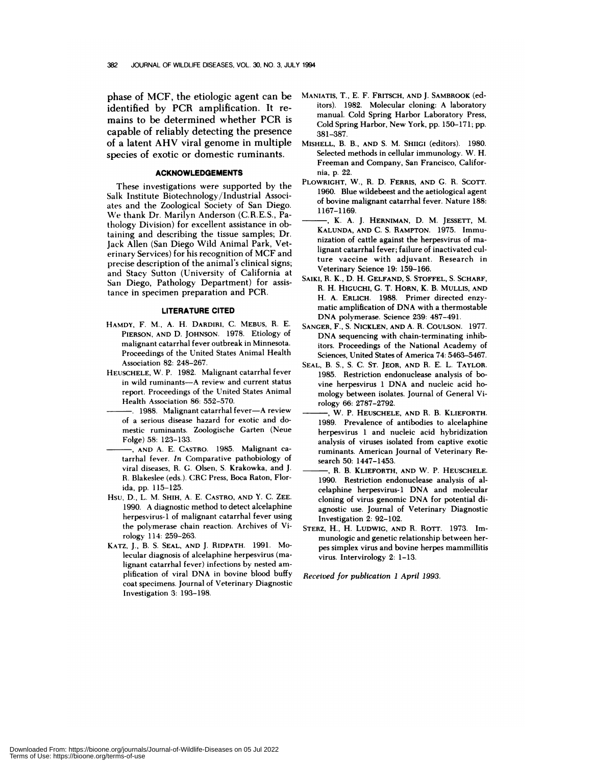phase of MCF, the etiologic agent can be identified by PCR amplification. It remains to be determined whether PCR is capable of reliably detecting the presence of a latent AHV viral genome in multiple species of exotic or domestic ruminants.

## ACKNOWLEDGEMENTS

These investigations were supported by the Salk Institute Biotechnology/Industrial Associates and the Zoological Society of San Diego. We thank Dr. Marilyn Anderson (C.R.E.S., Pathology Division) for excellent assistance in obtaining and describing the tissue samples; Dr. Jack Allen (San Diego Wild Animal Park, Veterinary Services) for his recognition of MCF and precise description of the animal's clinical signs; and Stacy Sutton (University of California at San Diego, Pathology Department) for assistance in specimen preparation and PCR.

## LITERATURE CITED

HAMDY, F. M., A. H. DARDIRI, C. MEBUS, R. E. PIERSON, AND D. JOHNSON. 1978. Etiology of malignant catarrhal fever outbreak in Minnesota. Proceedings of the United States Animal Health Association 82: 248–267.

HEUSCHELE, W. P. 1982. Malignant catarrhal fever in wild ruminants—A review and current status report. Proceedings of the United States Animal Health Association 86: 552–570.

———. 1988. Malignant catarrhal fever—A review of a serious disease hazard for exotic and domestic ruminants. Zoologische Garten (Neue Folge) 58: 123–133.

———, AND A. E. CASTRO. 1985. Malignant catarrhal fever. *In* Comparative pathobiology of viral diseases, R. G. Olsen, S. Krakowka, and J. R. Blakeslee (eds.). CRC Press, Boca Raton, Florida, pp. 115–125.

HSU, D., L. M. SHIH, A. E. CASTRO, AND Y. C. ZEE. 1990. A diagnostic method to detect alcelaphine herpesvirus-1 of malignant catarrhal fever using the polymerase chain reaction. Archives of Virology 114: 259–263.

KATZ, J., B. S. SEAL, AND J. RIDPATH. 1991. Molecular diagnosis of alcelaphine herpesvirus (malignant catarrhal fever) infections by nested amplification of viral DNA in bovine blood buffy coat specimens. Journal of Veterinary Diagnostic Investigation 3: 193–198.

MANIATIS, T., E. F. FRITSCH, AND J. SAMBROOK (editors). 1982. Molecular cloning: A laboratory manual. Cold Spring Harbor Laboratory Press, Cold Spring Harbor, New York, pp. 150–171; pp. 381–387.

MISHELL, B. B., AND S. M. SHIIGI (editors). 1980. Selected methods in cellular immunology. W. H. Freeman and Company, San Francisco, California, p. 22.

PLOWRIGHT, W., R. D. FERRIS, AND G. R. SCOTT. 1960. Blue wildebeest and the aetiological agent of bovine malignant catarrhal fever. Nature 188: 1167–1169.

———, K. A. J. HERNIMAN, D. M. JESSETT, M. KALUNDA, AND C. S. RAMPTON. 1975. Immunization of cattle against the herpesvirus of malignant catarrhal fever; failure of inactivated culture vaccine with adjuvant. Research in Veterinary Science 19: 159–166.

SAIKI, R. K., D. H. GELFAND, S. STOFFEL, S. SCHARF, R. H. HIGUCHI, G. T. HORN, K. B. MULLIS, AND H. A. ERLICH. 1988. Primer directed enzymatic amplification of DNA with a thermostable DNA polymerase. Science 239: 487–491.

SANGER, F., S. NICKLEN, AND A. R. COULSON. 1977. DNA sequencing with chain-terminating inhibitors. Proceedings of the National Academy of Sciences, United States of America 74: 5463–5467.

SEAL, B. S., S. C. ST. JEOR, AND R. E. L. TAYLOR. 1985. Restriction endonuclease analysis of bovine herpesvirus 1 DNA and nucleic acid homology between isolates. Journal of General Virology 66: 2787–2792.

———, W. P. HEUSCHELE, AND R. B. KLIEFORTH. 1989. Prevalence of antibodies to alcelaphine herpesvirus 1 and nucleic acid hybridization analysis of viruses isolated from captive exotic ruminants. American Journal of Veterinary Research 50: 1447–1453.

———, R. B. KLIEFORTH, AND W. P. HEUSCHELE. 1990. Restriction endonuclease analysis of alcelaphine herpesvirus-1 DNA and molecular cloning of virus genomic DNA for potential diagnostic use. Journal of Veterinary Diagnostic Investigation 2: 92–102.

STERZ, H., H. LUDWIG, AND R. ROTT. 1973. Immunologic and genetic relationship between herpes simplex virus and bovine herpes mammillitis virus. Intervirology 2: 1–13.

*Received for publication 1 April 1993.*